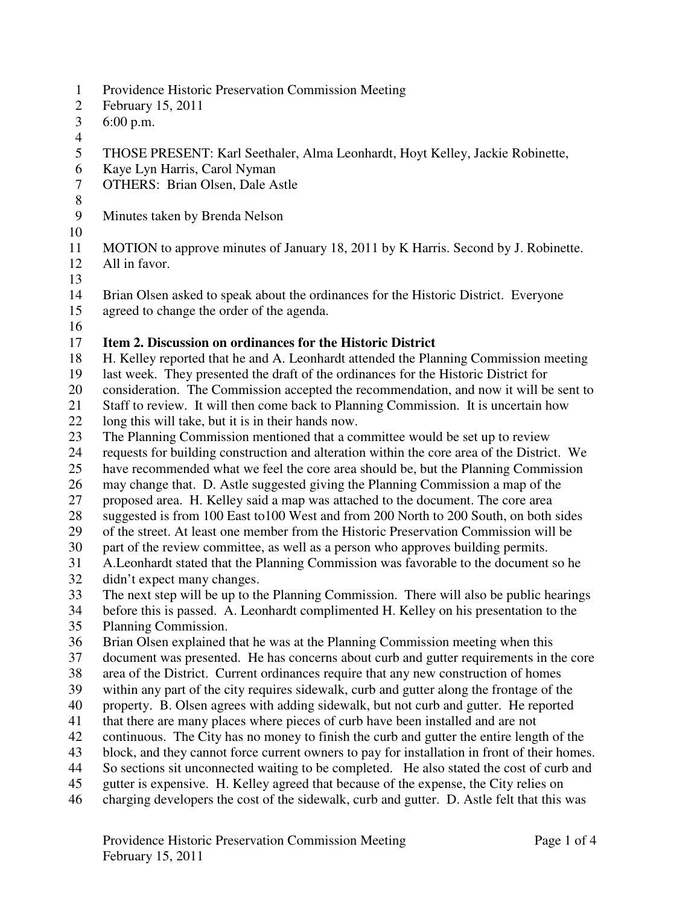Providence Historic Preservation Commission Meeting
February 15, 2011
6:00 p.m.

THOSE PRESENT: Karl Seethaler, Alma Leonhardt, Hoyt Kelley, Jackie Robinette, Kaye Lyn Harris, Carol Nyman
OTHERS: Brian Olsen, Dale Astle

Minutes taken by Brenda Nelson

MOTION to approve minutes of January 18, 2011 by K Harris. Second by J. Robinette. All in favor.

Brian Olsen asked to speak about the ordinances for the Historic District. Everyone agreed to change the order of the agenda.

**Item 2. Discussion on ordinances for the Historic District**

H. Kelley reported that he and A. Leonhardt attended the Planning Commission meeting last week. They presented the draft of the ordinances for the Historic District for consideration. The Commission accepted the recommendation, and now it will be sent to Staff to review. It will then come back to Planning Commission. It is uncertain how long this will take, but it is in their hands now.

The Planning Commission mentioned that a committee would be set up to review requests for building construction and alteration within the core area of the District. We have recommended what we feel the core area should be, but the Planning Commission may change that. D. Astle suggested giving the Planning Commission a map of the proposed area. H. Kelley said a map was attached to the document. The core area suggested is from 100 East to100 West and from 200 North to 200 South, on both sides of the street. At least one member from the Historic Preservation Commission will be part of the review committee, as well as a person who approves building permits.

A.Leonhardt stated that the Planning Commission was favorable to the document so he didn't expect many changes.

The next step will be up to the Planning Commission. There will also be public hearings before this is passed. A. Leonhardt complimented H. Kelley on his presentation to the Planning Commission.

Brian Olsen explained that he was at the Planning Commission meeting when this document was presented. He has concerns about curb and gutter requirements in the core area of the District. Current ordinances require that any new construction of homes within any part of the city requires sidewalk, curb and gutter along the frontage of the property. B. Olsen agrees with adding sidewalk, but not curb and gutter. He reported that there are many places where pieces of curb have been installed and are not continuous. The City has no money to finish the curb and gutter the entire length of the block, and they cannot force current owners to pay for installation in front of their homes. So sections sit unconnected waiting to be completed. He also stated the cost of curb and gutter is expensive. H. Kelley agreed that because of the expense, the City relies on charging developers the cost of the sidewalk, curb and gutter. D. Astle felt that this was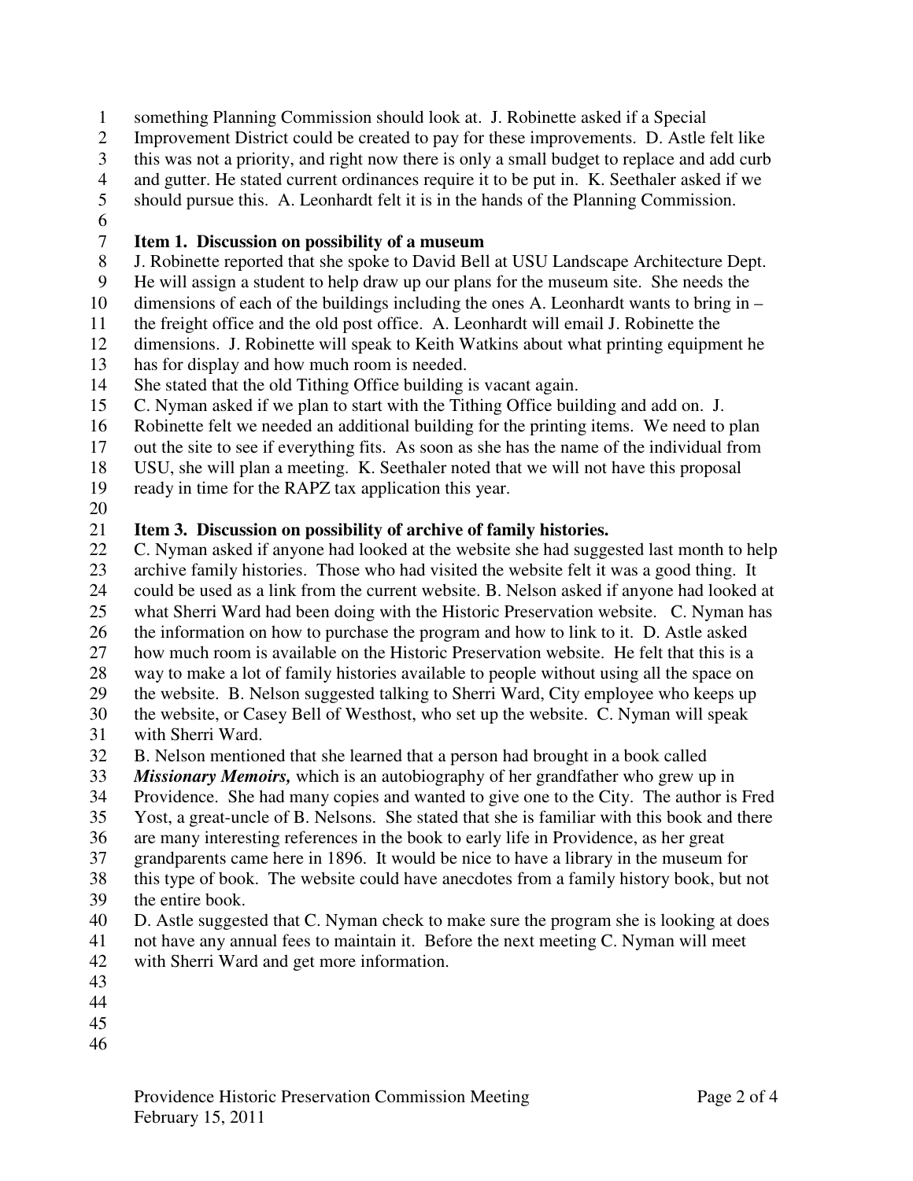something Planning Commission should look at. J. Robinette asked if a Special Improvement District could be created to pay for these improvements. D. Astle felt like this was not a priority, and right now there is only a small budget to replace and add curb and gutter. He stated current ordinances require it to be put in. K. Seethaler asked if we should pursue this. A. Leonhardt felt it is in the hands of the Planning Commission.

**Item 1. Discussion on possibility of a museum**

J. Robinette reported that she spoke to David Bell at USU Landscape Architecture Dept. He will assign a student to help draw up our plans for the museum site. She needs the dimensions of each of the buildings including the ones A. Leonhardt wants to bring in – the freight office and the old post office. A. Leonhardt will email J. Robinette the dimensions. J. Robinette will speak to Keith Watkins about what printing equipment he has for display and how much room is needed.

She stated that the old Tithing Office building is vacant again.

C. Nyman asked if we plan to start with the Tithing Office building and add on. J. Robinette felt we needed an additional building for the printing items. We need to plan out the site to see if everything fits. As soon as she has the name of the individual from USU, she will plan a meeting. K. Seethaler noted that we will not have this proposal ready in time for the RAPZ tax application this year.

**Item 3. Discussion on possibility of archive of family histories.**

C. Nyman asked if anyone had looked at the website she had suggested last month to help archive family histories. Those who had visited the website felt it was a good thing. It could be used as a link from the current website. B. Nelson asked if anyone had looked at what Sherri Ward had been doing with the Historic Preservation website. C. Nyman has the information on how to purchase the program and how to link to it. D. Astle asked how much room is available on the Historic Preservation website. He felt that this is a way to make a lot of family histories available to people without using all the space on the website. B. Nelson suggested talking to Sherri Ward, City employee who keeps up the website, or Casey Bell of Westhost, who set up the website. C. Nyman will speak with Sherri Ward.

B. Nelson mentioned that she learned that a person had brought in a book called ***Missionary Memoirs,*** which is an autobiography of her grandfather who grew up in Providence. She had many copies and wanted to give one to the City. The author is Fred Yost, a great-uncle of B. Nelsons. She stated that she is familiar with this book and there are many interesting references in the book to early life in Providence, as her great grandparents came here in 1896. It would be nice to have a library in the museum for this type of book. The website could have anecdotes from a family history book, but not the entire book.

D. Astle suggested that C. Nyman check to make sure the program she is looking at does not have any annual fees to maintain it. Before the next meeting C. Nyman will meet with Sherri Ward and get more information.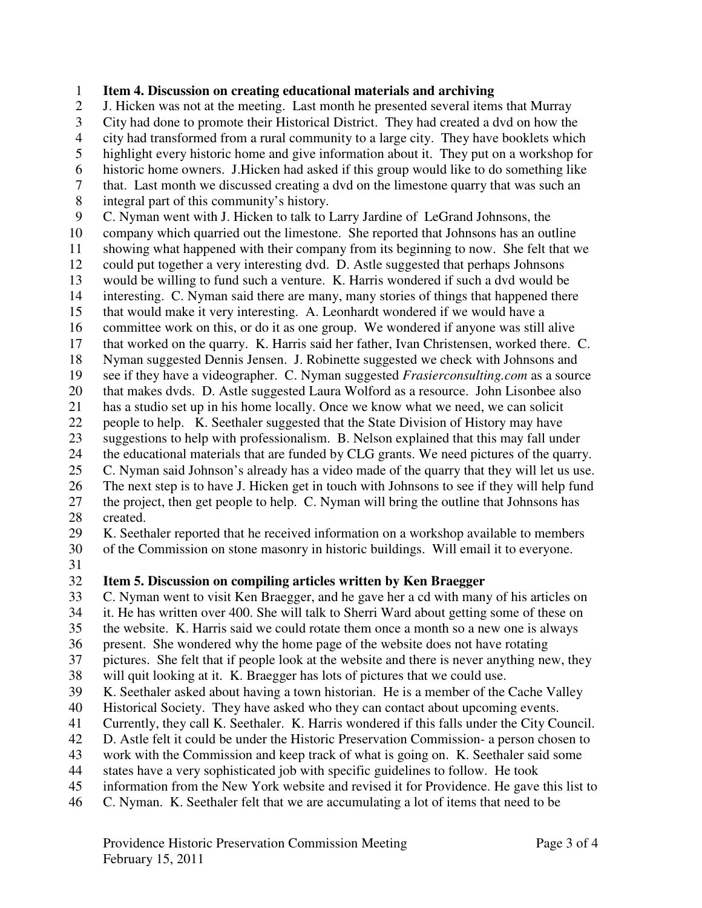**Item 4. Discussion on creating educational materials and archiving**

J. Hicken was not at the meeting. Last month he presented several items that Murray City had done to promote their Historical District. They had created a dvd on how the city had transformed from a rural community to a large city. They have booklets which highlight every historic home and give information about it. They put on a workshop for historic home owners. J.Hicken had asked if this group would like to do something like that. Last month we discussed creating a dvd on the limestone quarry that was such an integral part of this community's history.

C. Nyman went with J. Hicken to talk to Larry Jardine of LeGrand Johnsons, the company which quarried out the limestone. She reported that Johnsons has an outline showing what happened with their company from its beginning to now. She felt that we could put together a very interesting dvd. D. Astle suggested that perhaps Johnsons would be willing to fund such a venture. K. Harris wondered if such a dvd would be interesting. C. Nyman said there are many, many stories of things that happened there that would make it very interesting. A. Leonhardt wondered if we would have a committee work on this, or do it as one group. We wondered if anyone was still alive that worked on the quarry. K. Harris said her father, Ivan Christensen, worked there. C. Nyman suggested Dennis Jensen. J. Robinette suggested we check with Johnsons and see if they have a videographer. C. Nyman suggested *Frasierconsulting.com* as a source that makes dvds. D. Astle suggested Laura Wolford as a resource. John Lisonbee also has a studio set up in his home locally. Once we know what we need, we can solicit people to help. K. Seethaler suggested that the State Division of History may have suggestions to help with professionalism. B. Nelson explained that this may fall under the educational materials that are funded by CLG grants. We need pictures of the quarry. C. Nyman said Johnson's already has a video made of the quarry that they will let us use. The next step is to have J. Hicken get in touch with Johnsons to see if they will help fund the project, then get people to help. C. Nyman will bring the outline that Johnsons has created.

K. Seethaler reported that he received information on a workshop available to members of the Commission on stone masonry in historic buildings. Will email it to everyone.

**Item 5. Discussion on compiling articles written by Ken Braegger**

C. Nyman went to visit Ken Braegger, and he gave her a cd with many of his articles on it. He has written over 400. She will talk to Sherri Ward about getting some of these on the website. K. Harris said we could rotate them once a month so a new one is always present. She wondered why the home page of the website does not have rotating pictures. She felt that if people look at the website and there is never anything new, they will quit looking at it. K. Braegger has lots of pictures that we could use.

K. Seethaler asked about having a town historian. He is a member of the Cache Valley Historical Society. They have asked who they can contact about upcoming events. Currently, they call K. Seethaler. K. Harris wondered if this falls under the City Council. D. Astle felt it could be under the Historic Preservation Commission- a person chosen to work with the Commission and keep track of what is going on. K. Seethaler said some states have a very sophisticated job with specific guidelines to follow. He took information from the New York website and revised it for Providence. He gave this list to C. Nyman. K. Seethaler felt that we are accumulating a lot of items that need to be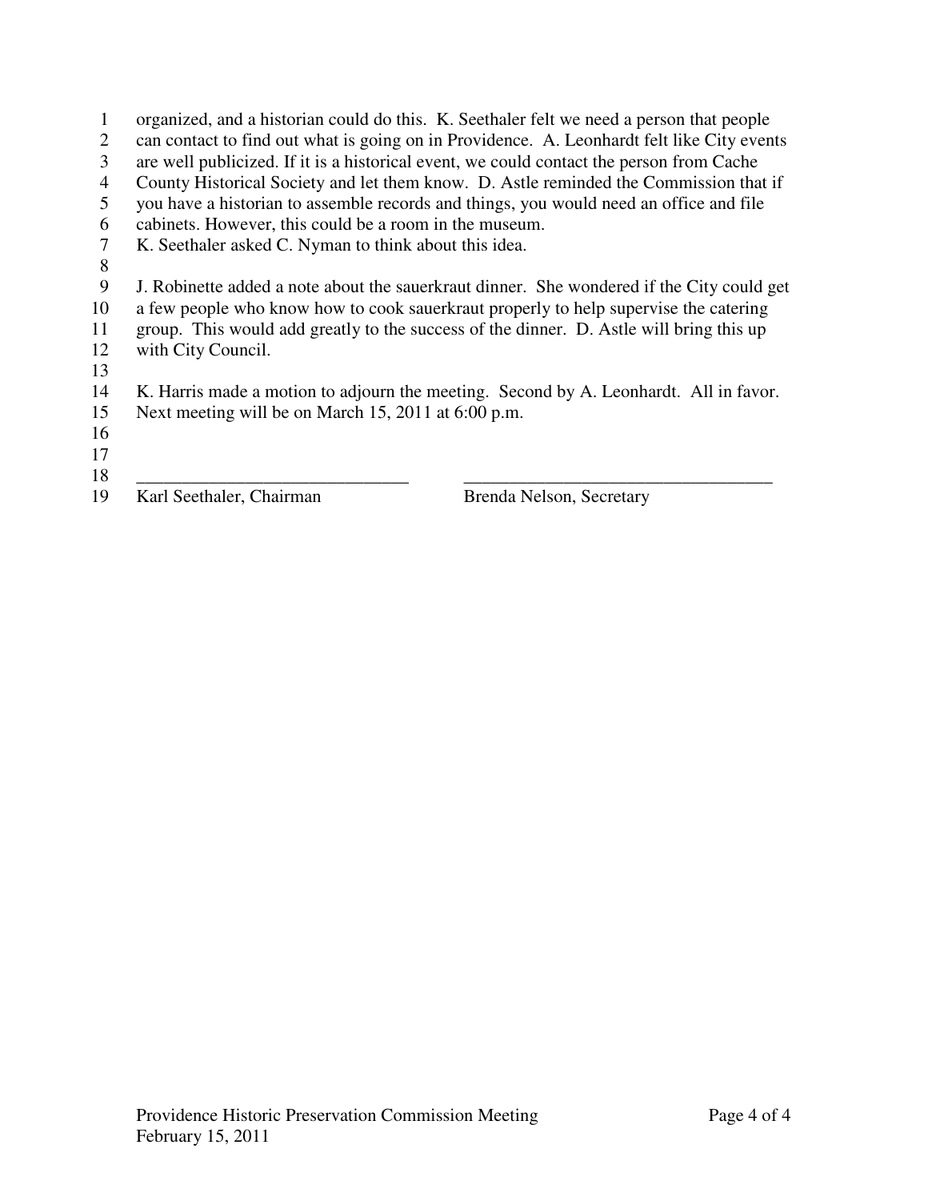organized, and a historian could do this. K. Seethaler felt we need a person that people can contact to find out what is going on in Providence. A. Leonhardt felt like City events are well publicized. If it is a historical event, we could contact the person from Cache County Historical Society and let them know. D. Astle reminded the Commission that if you have a historian to assemble records and things, you would need an office and file cabinets. However, this could be a room in the museum.
K. Seethaler asked C. Nyman to think about this idea.

J. Robinette added a note about the sauerkraut dinner. She wondered if the City could get a few people who know how to cook sauerkraut properly to help supervise the catering group. This would add greatly to the success of the dinner. D. Astle will bring this up with City Council.

K. Harris made a motion to adjourn the meeting. Second by A. Leonhardt. All in favor.
Next meeting will be on March 15, 2011 at 6:00 p.m.

| | |
|---|---|
| _______________________________ | ___________________________________ |
| Karl Seethaler, Chairman | Brenda Nelson, Secretary |